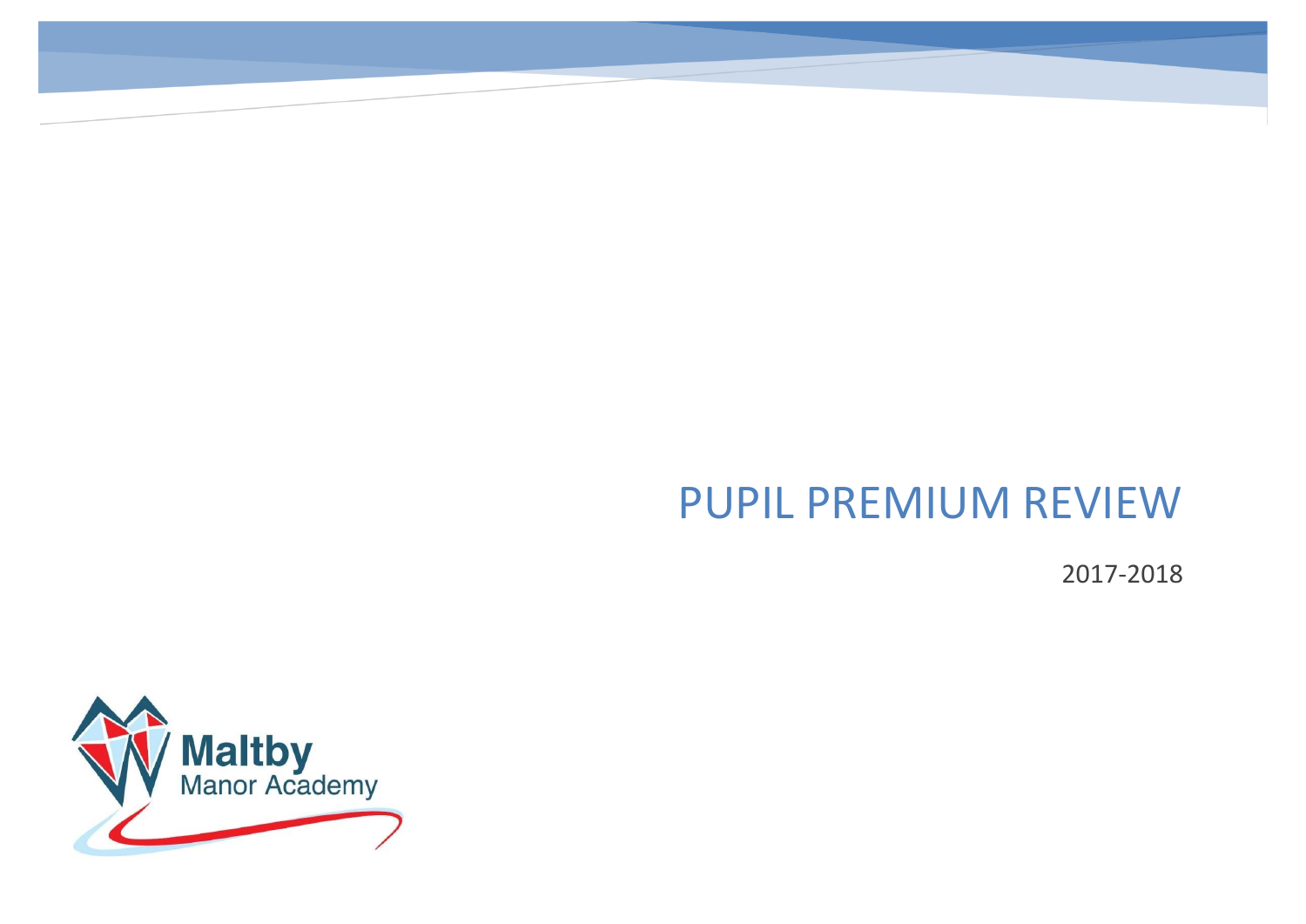# PUPIL PREMIUM REVIEW

2017-2018

Maltby
Manor Academy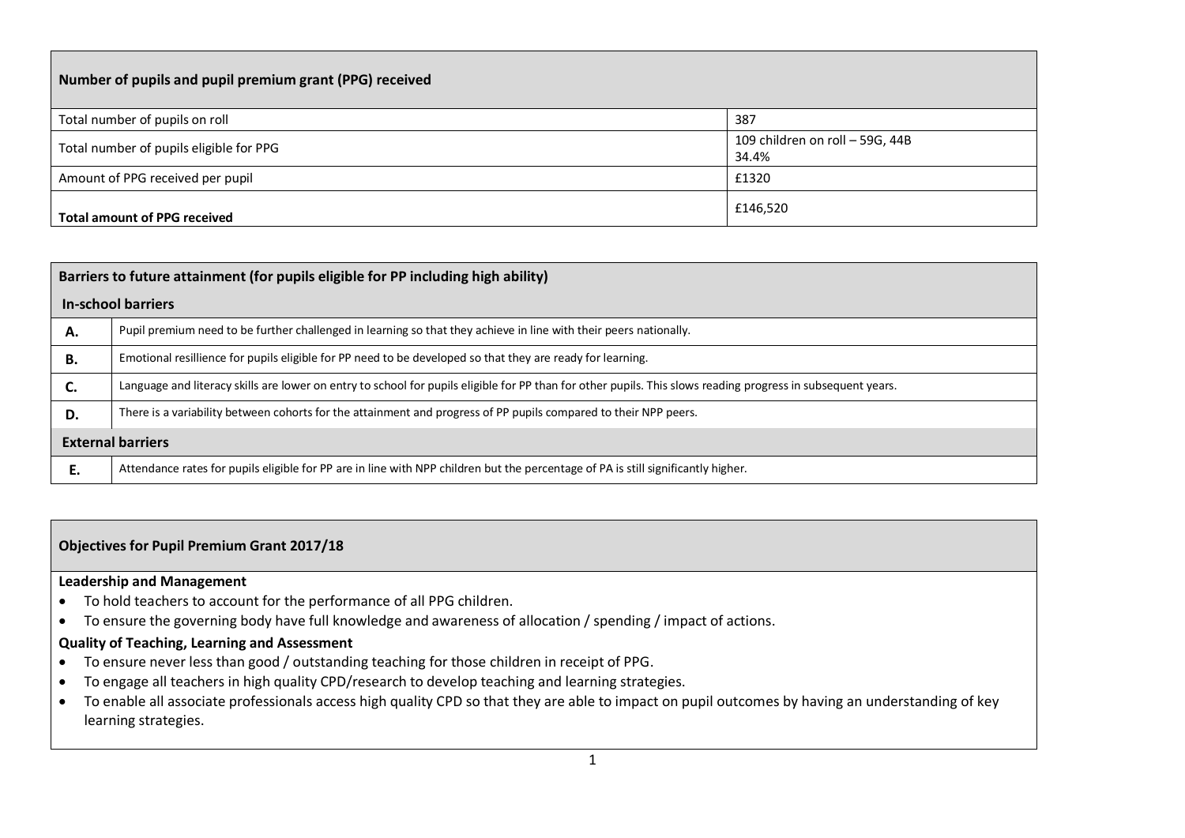| Number of pupils and pupil premium grant (PPG) received | |
|---|---|
| Total number of pupils on roll | 387 |
| Total number of pupils eligible for PPG | 109 children on roll – 59G, 44B<br>34.4% |
| Amount of PPG received per pupil | £1320 |
| **Total amount of PPG received** | £146,520 |

| Barriers to future attainment (for pupils eligible for PP including high ability) | |
|---|---|
| **In-school barriers** | |
| **A.** | Pupil premium need to be further challenged in learning so that they achieve in line with their peers nationally. |
| **B.** | Emotional resillience for pupils eligible for PP need to be developed so that they are ready for learning. |
| **C.** | Language and literacy skills are lower on entry to school for pupils eligible for PP than for other pupils. This slows reading progress in subsequent years. |
| **D.** | There is a variability between cohorts for the attainment and progress of PP pupils compared to their NPP peers. |
| **External barriers** | |
| **E.** | Attendance rates for pupils eligible for PP are in line with NPP children but the percentage of PA is still significantly higher. |

## Objectives for Pupil Premium Grant 2017/18

**Leadership and Management**

- To hold teachers to account for the performance of all PPG children.
- To ensure the governing body have full knowledge and awareness of allocation / spending / impact of actions.

**Quality of Teaching, Learning and Assessment**

- To ensure never less than good / outstanding teaching for those children in receipt of PPG.
- To engage all teachers in high quality CPD/research to develop teaching and learning strategies.
- To enable all associate professionals access high quality CPD so that they are able to impact on pupil outcomes by having an understanding of key learning strategies.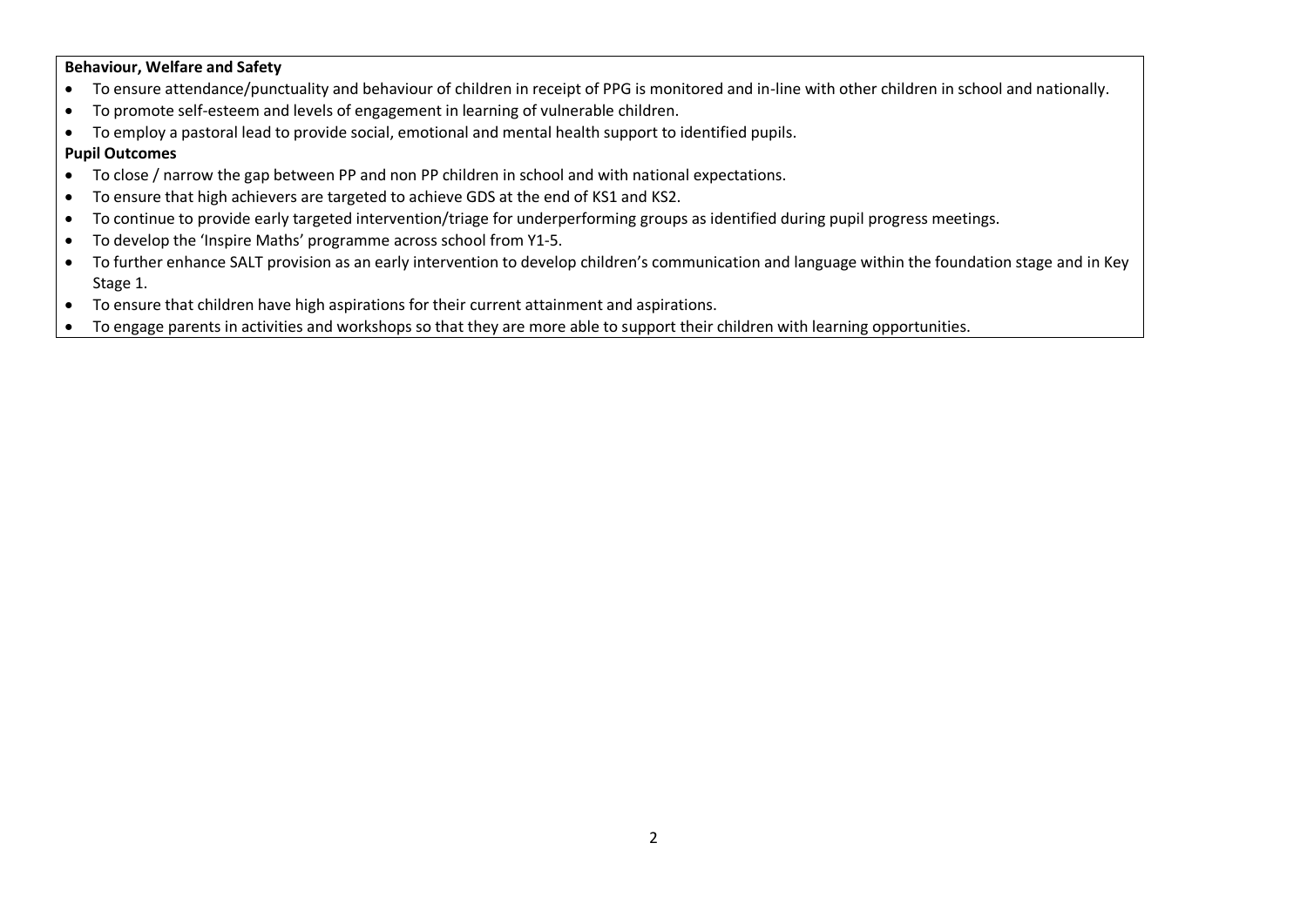**Behaviour, Welfare and Safety**

- To ensure attendance/punctuality and behaviour of children in receipt of PPG is monitored and in-line with other children in school and nationally.
- To promote self-esteem and levels of engagement in learning of vulnerable children.
- To employ a pastoral lead to provide social, emotional and mental health support to identified pupils.

**Pupil Outcomes**

- To close / narrow the gap between PP and non PP children in school and with national expectations.
- To ensure that high achievers are targeted to achieve GDS at the end of KS1 and KS2.
- To continue to provide early targeted intervention/triage for underperforming groups as identified during pupil progress meetings.
- To develop the 'Inspire Maths' programme across school from Y1-5.
- To further enhance SALT provision as an early intervention to develop children's communication and language within the foundation stage and in Key Stage 1.
- To ensure that children have high aspirations for their current attainment and aspirations.
- To engage parents in activities and workshops so that they are more able to support their children with learning opportunities.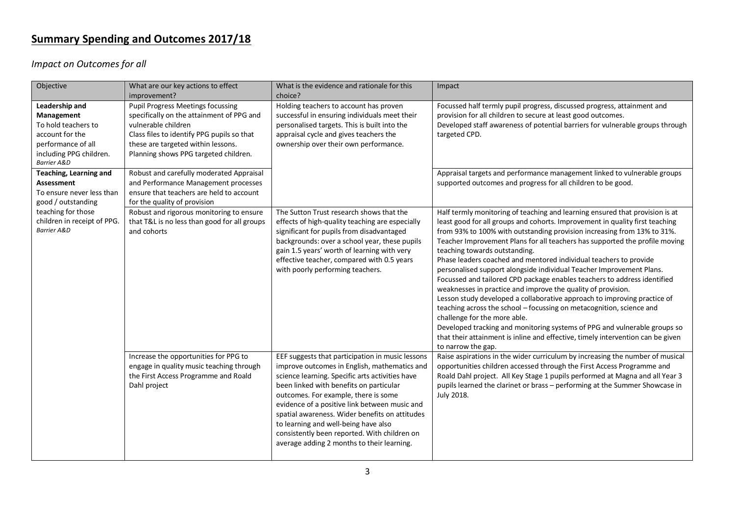# Summary Spending and Outcomes 2017/18

## *Impact on Outcomes for all*

| Objective | What are our key actions to effect improvement? | What is the evidence and rationale for this choice? | Impact |
|---|---|---|---|
| **Leadership and Management**<br>To hold teachers to account for the performance of all including PPG children.<br>*Barrier A&D* | Pupil Progress Meetings focussing specifically on the attainment of PPG and vulnerable children<br>Class files to identify PPG pupils so that these are targeted within lessons.<br>Planning shows PPG targeted children. | Holding teachers to account has proven successful in ensuring individuals meet their personalised targets. This is built into the appraisal cycle and gives teachers the ownership over their own performance. | Focussed half termly pupil progress, discussed progress, attainment and provision for all children to secure at least good outcomes.<br>Developed staff awareness of potential barriers for vulnerable groups through targeted CPD. |
| **Teaching, Learning and Assessment**<br>To ensure never less than good / outstanding teaching for those children in receipt of PPG.<br>*Barrier A&D* | Robust and carefully moderated Appraisal and Performance Management processes ensure that teachers are held to account for the quality of provision | | Appraisal targets and performance management linked to vulnerable groups supported outcomes and progress for all children to be good. |
| | Robust and rigorous monitoring to ensure that T&L is no less than good for all groups and cohorts | The Sutton Trust research shows that the effects of high-quality teaching are especially significant for pupils from disadvantaged backgrounds: over a school year, these pupils gain 1.5 years' worth of learning with very effective teacher, compared with 0.5 years with poorly performing teachers. | Half termly monitoring of teaching and learning ensured that provision is at least good for all groups and cohorts. Improvement in quality first teaching from 93% to 100% with outstanding provision increasing from 13% to 31%.<br>Teacher Improvement Plans for all teachers has supported the profile moving teaching towards outstanding.<br>Phase leaders coached and mentored individual teachers to provide personalised support alongside individual Teacher Improvement Plans.<br>Focussed and tailored CPD package enables teachers to address identified weaknesses in practice and improve the quality of provision.<br>Lesson study developed a collaborative approach to improving practice of teaching across the school – focussing on metacognition, science and challenge for the more able.<br>Developed tracking and monitoring systems of PPG and vulnerable groups so that their attainment is inline and effective, timely intervention can be given to narrow the gap. |
| | Increase the opportunities for PPG to engage in quality music teaching through the First Access Programme and Roald Dahl project | EEF suggests that participation in music lessons improve outcomes in English, mathematics and science learning. Specific arts activities have been linked with benefits on particular outcomes. For example, there is some evidence of a positive link between music and spatial awareness. Wider benefits on attitudes to learning and well-being have also consistently been reported. With children on average adding 2 months to their learning. | Raise aspirations in the wider curriculum by increasing the number of musical opportunities children accessed through the First Access Programme and Roald Dahl project. All Key Stage 1 pupils performed at Magna and all Year 3 pupils learned the clarinet or brass – performing at the Summer Showcase in July 2018. |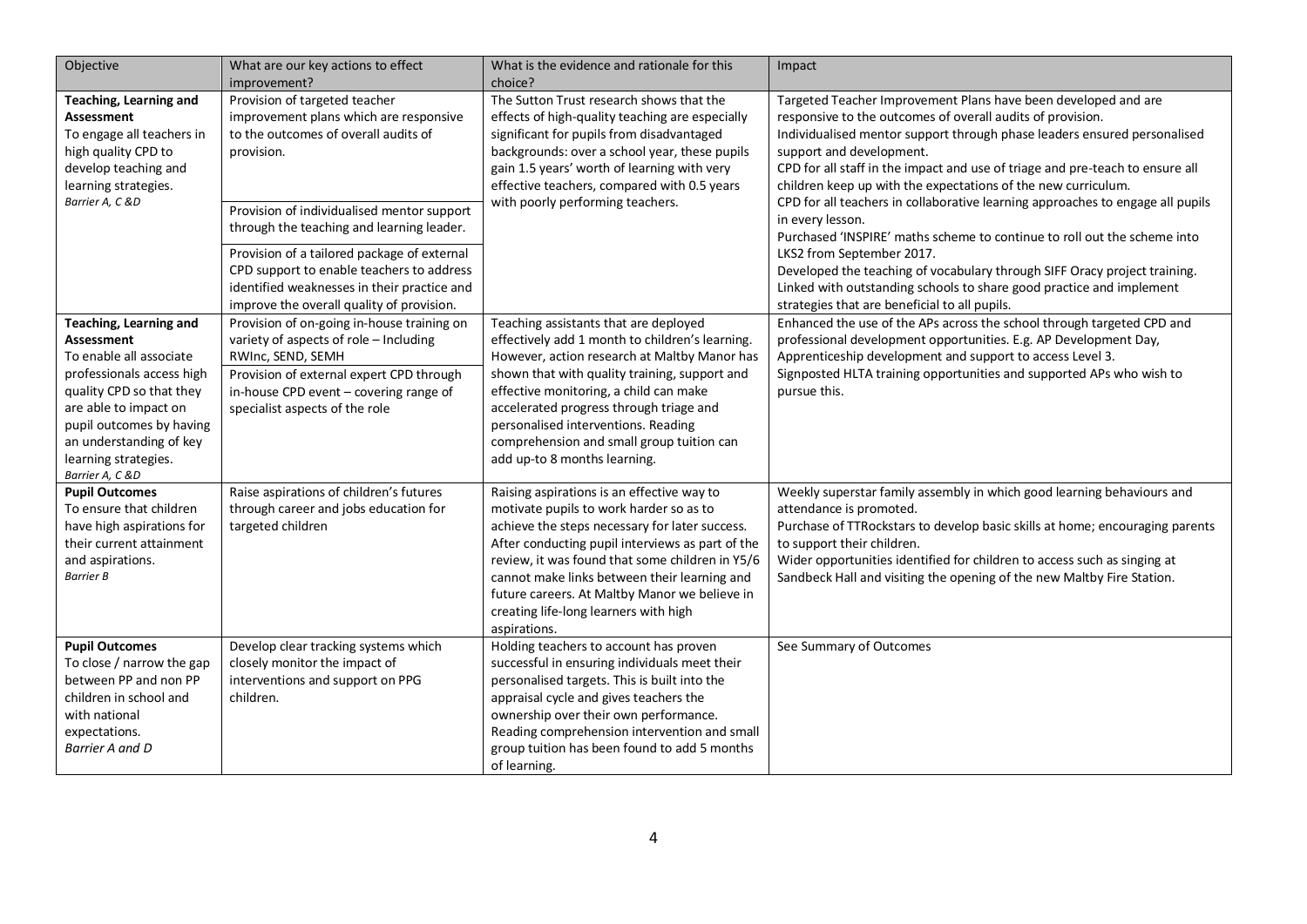| Objective | What are our key actions to effect improvement? | What is the evidence and rationale for this choice? | Impact |
|---|---|---|---|
| **Teaching, Learning and Assessment**<br>To engage all teachers in high quality CPD to develop teaching and learning strategies.<br>*Barrier A, C &D* | Provision of targeted teacher improvement plans which are responsive to the outcomes of overall audits of provision.<br><br>Provision of individualised mentor support through the teaching and learning leader.<br><br>Provision of a tailored package of external CPD support to enable teachers to address identified weaknesses in their practice and improve the overall quality of provision. | The Sutton Trust research shows that the effects of high-quality teaching are especially significant for pupils from disadvantaged backgrounds: over a school year, these pupils gain 1.5 years' worth of learning with very effective teachers, compared with 0.5 years with poorly performing teachers. | Targeted Teacher Improvement Plans have been developed and are responsive to the outcomes of overall audits of provision.<br>Individualised mentor support through phase leaders ensured personalised support and development.<br>CPD for all staff in the impact and use of triage and pre-teach to ensure all children keep up with the expectations of the new curriculum.<br>CPD for all teachers in collaborative learning approaches to engage all pupils in every lesson.<br>Purchased 'INSPIRE' maths scheme to continue to roll out the scheme into LKS2 from September 2017.<br>Developed the teaching of vocabulary through SIFF Oracy project training.<br>Linked with outstanding schools to share good practice and implement strategies that are beneficial to all pupils. |
| **Teaching, Learning and Assessment**<br>To enable all associate professionals access high quality CPD so that they are able to impact on pupil outcomes by having an understanding of key learning strategies.<br>*Barrier A, C &D* | Provision of on-going in-house training on variety of aspects of role – Including RWInc, SEND, SEMH<br><br>Provision of external expert CPD through in-house CPD event – covering range of specialist aspects of the role | Teaching assistants that are deployed effectively add 1 month to children's learning. However, action research at Maltby Manor has shown that with quality training, support and effective monitoring, a child can make accelerated progress through triage and personalised interventions. Reading comprehension and small group tuition can add up-to 8 months learning. | Enhanced the use of the APs across the school through targeted CPD and professional development opportunities. E.g. AP Development Day, Apprenticeship development and support to access Level 3.<br>Signposted HLTA training opportunities and supported APs who wish to pursue this. |
| **Pupil Outcomes**<br>To ensure that children have high aspirations for their current attainment and aspirations.<br>*Barrier B* | Raise aspirations of children's futures through career and jobs education for targeted children | Raising aspirations is an effective way to motivate pupils to work harder so as to achieve the steps necessary for later success. After conducting pupil interviews as part of the review, it was found that some children in Y5/6 cannot make links between their learning and future careers. At Maltby Manor we believe in creating life-long learners with high aspirations. | Weekly superstar family assembly in which good learning behaviours and attendance is promoted.<br>Purchase of TTRockstars to develop basic skills at home; encouraging parents to support their children.<br>Wider opportunities identified for children to access such as singing at Sandbeck Hall and visiting the opening of the new Maltby Fire Station. |
| **Pupil Outcomes**<br>To close / narrow the gap between PP and non PP children in school and with national expectations.<br>*Barrier A and D* | Develop clear tracking systems which closely monitor the impact of interventions and support on PPG children. | Holding teachers to account has proven successful in ensuring individuals meet their personalised targets. This is built into the appraisal cycle and gives teachers the ownership over their own performance. Reading comprehension intervention and small group tuition has been found to add 5 months of learning. | See Summary of Outcomes |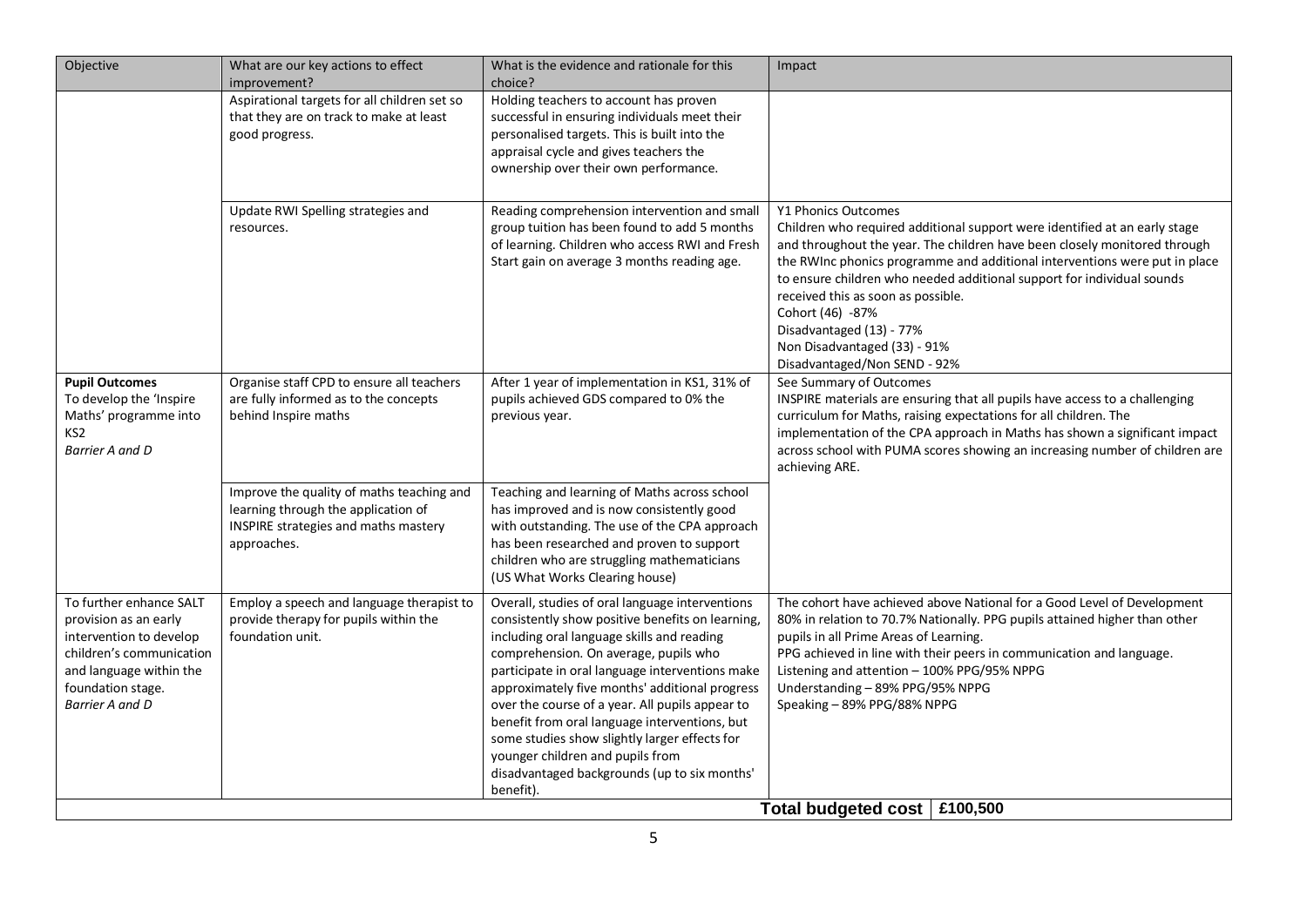| Objective | What are our key actions to effect improvement? | What is the evidence and rationale for this choice? | Impact |
|---|---|---|---|
| | Aspirational targets for all children set so that they are on track to make at least good progress. | Holding teachers to account has proven successful in ensuring individuals meet their personalised targets. This is built into the appraisal cycle and gives teachers the ownership over their own performance. | |
| | Update RWI Spelling strategies and resources. | Reading comprehension intervention and small group tuition has been found to add 5 months of learning. Children who access RWI and Fresh Start gain on average 3 months reading age. | Y1 Phonics Outcomes<br>Children who required additional support were identified at an early stage and throughout the year. The children have been closely monitored through the RWInc phonics programme and additional interventions were put in place to ensure children who needed additional support for individual sounds received this as soon as possible.<br>Cohort (46) -87%<br>Disadvantaged (13) - 77%<br>Non Disadvantaged (33) - 91%<br>Disadvantaged/Non SEND - 92% |
| **Pupil Outcomes**<br>To develop the 'Inspire Maths' programme into KS2<br>*Barrier A and D* | Organise staff CPD to ensure all teachers are fully informed as to the concepts behind Inspire maths | After 1 year of implementation in KS1, 31% of pupils achieved GDS compared to 0% the previous year. | See Summary of Outcomes<br>INSPIRE materials are ensuring that all pupils have access to a challenging curriculum for Maths, raising expectations for all children. The implementation of the CPA approach in Maths has shown a significant impact across school with PUMA scores showing an increasing number of children are achieving ARE. |
| | Improve the quality of maths teaching and learning through the application of INSPIRE strategies and maths mastery approaches. | Teaching and learning of Maths across school has improved and is now consistently good with outstanding. The use of the CPA approach has been researched and proven to support children who are struggling mathematicians (US What Works Clearing house) | |
| To further enhance SALT provision as an early intervention to develop children's communication and language within the foundation stage.<br>*Barrier A and D* | Employ a speech and language therapist to provide therapy for pupils within the foundation unit. | Overall, studies of oral language interventions consistently show positive benefits on learning, including oral language skills and reading comprehension. On average, pupils who participate in oral language interventions make approximately five months' additional progress over the course of a year. All pupils appear to benefit from oral language interventions, but some studies show slightly larger effects for younger children and pupils from disadvantaged backgrounds (up to six months' benefit). | The cohort have achieved above National for a Good Level of Development 80% in relation to 70.7% Nationally. PPG pupils attained higher than other pupils in all Prime Areas of Learning.<br>PPG achieved in line with their peers in communication and language.<br>Listening and attention – 100% PPG/95% NPPG<br>Understanding – 89% PPG/95% NPPG<br>Speaking – 89% PPG/88% NPPG |
| | | **Total budgeted cost** | **£100,500** |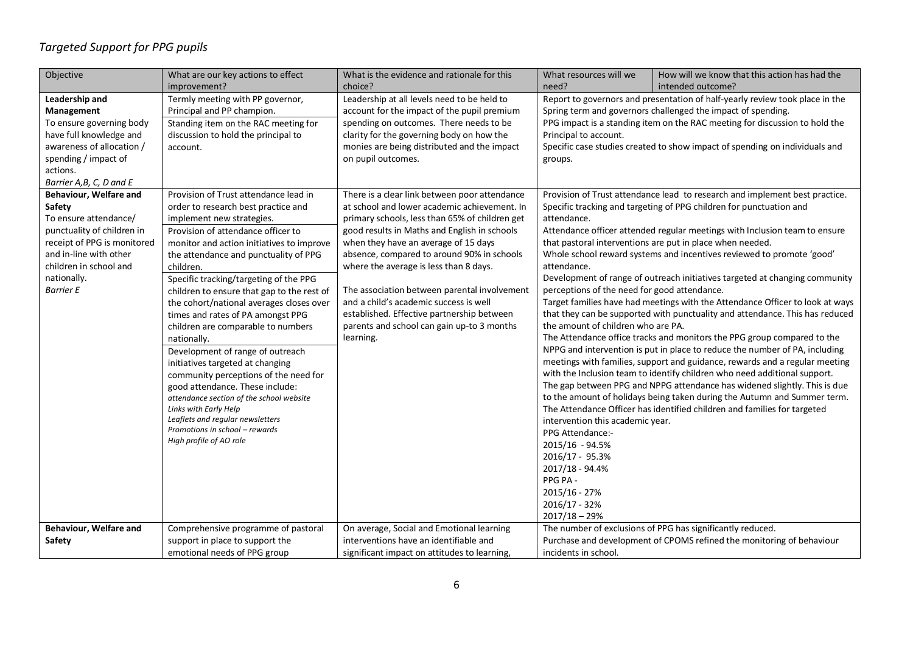*Targeted Support for PPG pupils*

| Objective | What are our key actions to effect improvement? | What is the evidence and rationale for this choice? | What resources will we need? | How will we know that this action has had the intended outcome? |
|---|---|---|---|---|
| **Leadership and Management**<br>To ensure governing body have full knowledge and awareness of allocation / spending / impact of actions.<br>*Barrier A,B, C, D and E* | Termly meeting with PP governor, Principal and PP champion.<br>Standing item on the RAC meeting for discussion to hold the principal to account. | Leadership at all levels need to be held to account for the impact of the pupil premium spending on outcomes. There needs to be clarity for the governing body on how the monies are being distributed and the impact on pupil outcomes. | Report to governors and presentation of half-yearly review took place in the Spring term and governors challenged the impact of spending.<br>PPG impact is a standing item on the RAC meeting for discussion to hold the Principal to account.<br>Specific case studies created to show impact of spending on individuals and groups. | |
| **Behaviour, Welfare and Safety**<br>To ensure attendance/ punctuality of children in receipt of PPG is monitored and in-line with other children in school and nationally.<br>*Barrier E* | Provision of Trust attendance lead in order to research best practice and implement new strategies.<br>Provision of attendance officer to monitor and action initiatives to improve the attendance and punctuality of PPG children.<br>Specific tracking/targeting of the PPG children to ensure that gap to the rest of the cohort/national averages closes over times and rates of PA amongst PPG children are comparable to numbers nationally.<br>Development of range of outreach initiatives targeted at changing community perceptions of the need for good attendance. These include:<br>*attendance section of the school website*<br>*Links with Early Help*<br>*Leaflets and regular newsletters*<br>*Promotions in school – rewards*<br>*High profile of AO role* | There is a clear link between poor attendance at school and lower academic achievement. In primary schools, less than 65% of children get good results in Maths and English in schools when they have an average of 15 days absence, compared to around 90% in schools where the average is less than 8 days.<br><br>The association between parental involvement and a child's academic success is well established. Effective partnership between parents and school can gain up-to 3 months learning. | Provision of Trust attendance lead to research and implement best practice.<br>Specific tracking and targeting of PPG children for punctuation and attendance.<br>Attendance officer attended regular meetings with Inclusion team to ensure that pastoral interventions are put in place when needed.<br>Whole school reward systems and incentives reviewed to promote 'good' attendance.<br>Development of range of outreach initiatives targeted at changing community perceptions of the need for good attendance.<br>Target families have had meetings with the Attendance Officer to look at ways that they can be supported with punctuality and attendance. This has reduced the amount of children who are PA.<br>The Attendance office tracks and monitors the PPG group compared to the NPPG and intervention is put in place to reduce the number of PA, including meetings with families, support and guidance, rewards and a regular meeting with the Inclusion team to identify children who need additional support.<br>The gap between PPG and NPPG attendance has widened slightly. This is due to the amount of holidays being taken during the Autumn and Summer term.<br>The Attendance Officer has identified children and families for targeted intervention this academic year.<br>PPG Attendance:-<br>2015/16 - 94.5%<br>2016/17 - 95.3%<br>2017/18 - 94.4%<br>PPG PA -<br>2015/16 - 27%<br>2016/17 - 32%<br>2017/18 – 29% | |
| **Behaviour, Welfare and Safety** | Comprehensive programme of pastoral support in place to support the emotional needs of PPG group | On average, Social and Emotional learning interventions have an identifiable and significant impact on attitudes to learning, | The number of exclusions of PPG has significantly reduced.<br>Purchase and development of CPOMS refined the monitoring of behaviour incidents in school. | |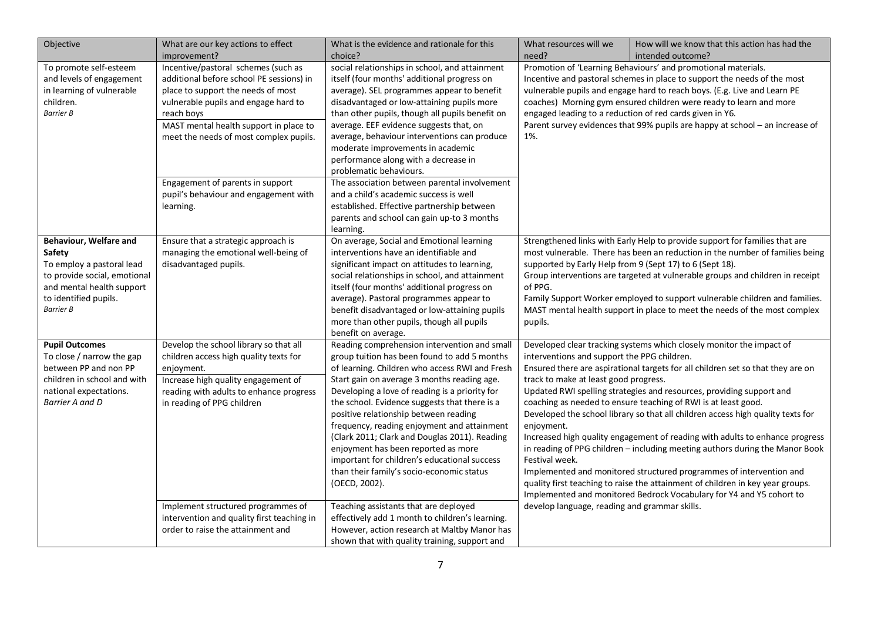| Objective | What are our key actions to effect improvement? | What is the evidence and rationale for this choice? | What resources will we need? | How will we know that this action has had the intended outcome? |
|---|---|---|---|---|
| To promote self-esteem and levels of engagement in learning of vulnerable children.<br>*Barrier B* | Incentive/pastoral schemes (such as additional before school PE sessions) in place to support the needs of most vulnerable pupils and engage hard to reach boys<br>MAST mental health support in place to meet the needs of most complex pupils. | social relationships in school, and attainment itself (four months' additional progress on average). SEL programmes appear to benefit disadvantaged or low-attaining pupils more than other pupils, though all pupils benefit on average. EEF evidence suggests that, on average, behaviour interventions can produce moderate improvements in academic performance along with a decrease in problematic behaviours. | Promotion of 'Learning Behaviours' and promotional materials.<br>Incentive and pastoral schemes in place to support the needs of the most vulnerable pupils and engage hard to reach boys. (E.g. Live and Learn PE coaches) Morning gym ensured children were ready to learn and more engaged leading to a reduction of red cards given in Y6.<br>Parent survey evidences that 99% pupils are happy at school – an increase of 1%. | |
| | Engagement of parents in support pupil's behaviour and engagement with learning. | The association between parental involvement and a child's academic success is well established. Effective partnership between parents and school can gain up-to 3 months learning. | | |
| **Behaviour, Welfare and Safety**<br>To employ a pastoral lead to provide social, emotional and mental health support to identified pupils.<br>*Barrier B* | Ensure that a strategic approach is managing the emotional well-being of disadvantaged pupils. | On average, Social and Emotional learning interventions have an identifiable and significant impact on attitudes to learning, social relationships in school, and attainment itself (four months' additional progress on average). Pastoral programmes appear to benefit disadvantaged or low-attaining pupils more than other pupils, though all pupils benefit on average. | Strengthened links with Early Help to provide support for families that are most vulnerable. There has been an reduction in the number of families being supported by Early Help from 9 (Sept 17) to 6 (Sept 18).<br>Group interventions are targeted at vulnerable groups and children in receipt of PPG.<br>Family Support Worker employed to support vulnerable children and families.<br>MAST mental health support in place to meet the needs of the most complex pupils. | |
| **Pupil Outcomes**<br>To close / narrow the gap between PP and non PP children in school and with national expectations.<br>*Barrier A and D* | Develop the school library so that all children access high quality texts for enjoyment.<br>Increase high quality engagement of reading with adults to enhance progress in reading of PPG children | Reading comprehension intervention and small group tuition has been found to add 5 months of learning. Children who access RWI and Fresh Start gain on average 3 months reading age. Developing a love of reading is a priority for the school. Evidence suggests that there is a positive relationship between reading frequency, reading enjoyment and attainment (Clark 2011; Clark and Douglas 2011). Reading enjoyment has been reported as more important for children's educational success than their family's socio-economic status (OECD, 2002). | Developed clear tracking systems which closely monitor the impact of interventions and support the PPG children.<br>Ensured there are aspirational targets for all children set so that they are on track to make at least good progress.<br>Updated RWI spelling strategies and resources, providing support and coaching as needed to ensure teaching of RWI is at least good.<br>Developed the school library so that all children access high quality texts for enjoyment.<br>Increased high quality engagement of reading with adults to enhance progress in reading of PPG children – including meeting authors during the Manor Book Festival week.<br>Implemented and monitored structured programmes of intervention and quality first teaching to raise the attainment of children in key year groups.<br>Implemented and monitored Bedrock Vocabulary for Y4 and Y5 cohort to develop language, reading and grammar skills. | |
| | Implement structured programmes of intervention and quality first teaching in order to raise the attainment and | Teaching assistants that are deployed effectively add 1 month to children's learning. However, action research at Maltby Manor has shown that with quality training, support and | | |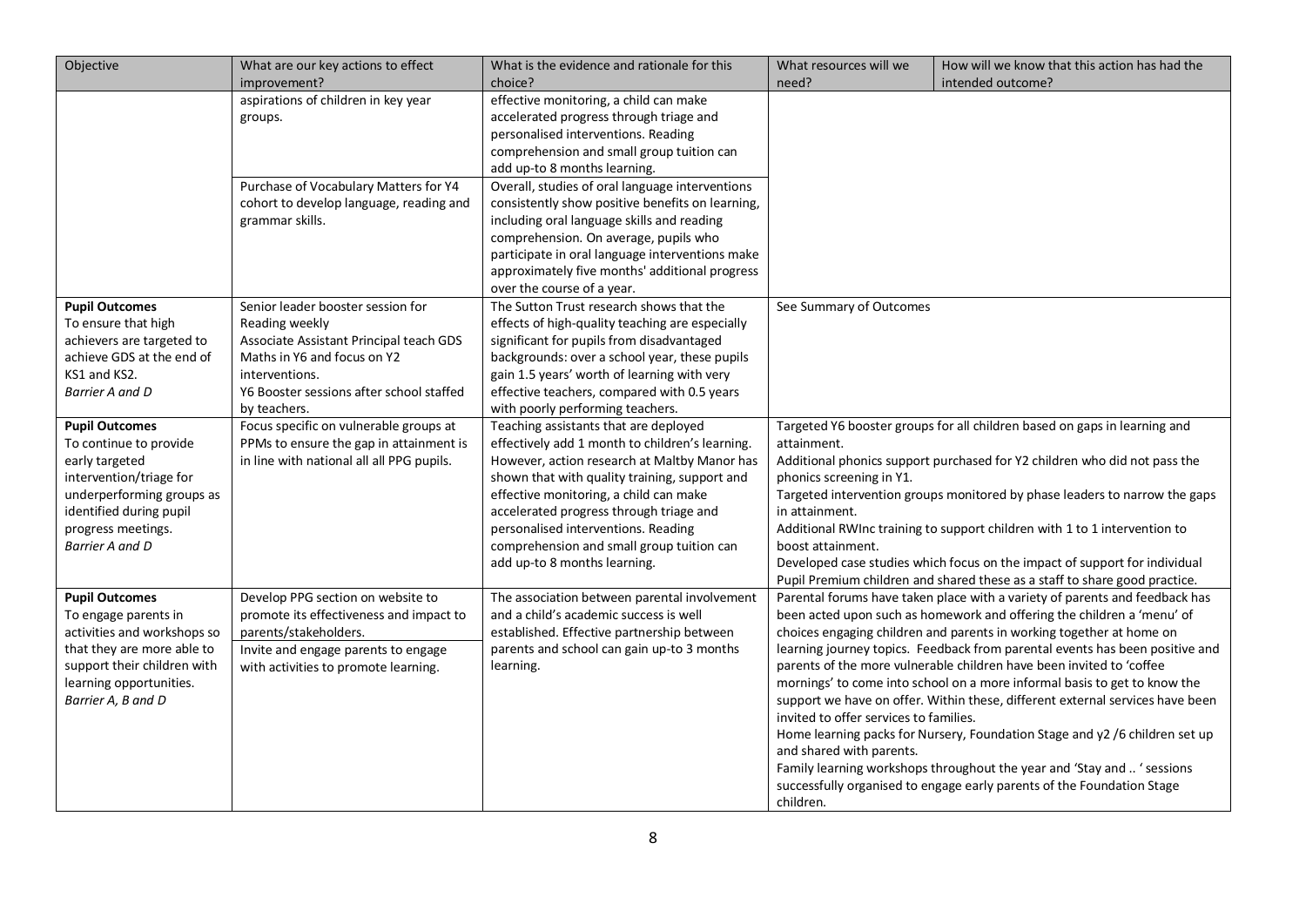| Objective | What are our key actions to effect improvement? | What is the evidence and rationale for this choice? | What resources will we need? | How will we know that this action has had the intended outcome? |
|---|---|---|---|---|
| | aspirations of children in key year groups.<br><br>Purchase of Vocabulary Matters for Y4 cohort to develop language, reading and grammar skills. | effective monitoring, a child can make accelerated progress through triage and personalised interventions. Reading comprehension and small group tuition can add up-to 8 months learning.<br><br>Overall, studies of oral language interventions consistently show positive benefits on learning, including oral language skills and reading comprehension. On average, pupils who participate in oral language interventions make approximately five months' additional progress over the course of a year. | | |
| **Pupil Outcomes**<br>To ensure that high achievers are targeted to achieve GDS at the end of KS1 and KS2.<br>*Barrier A and D* | Senior leader booster session for Reading weekly<br>Associate Assistant Principal teach GDS Maths in Y6 and focus on Y2 interventions.<br>Y6 Booster sessions after school staffed by teachers. | The Sutton Trust research shows that the effects of high-quality teaching are especially significant for pupils from disadvantaged backgrounds: over a school year, these pupils gain 1.5 years' worth of learning with very effective teachers, compared with 0.5 years with poorly performing teachers. | See Summary of Outcomes | |
| **Pupil Outcomes**<br>To continue to provide early targeted intervention/triage for underperforming groups as identified during pupil progress meetings.<br>*Barrier A and D* | Focus specific on vulnerable groups at PPMs to ensure the gap in attainment is in line with national all all PPG pupils. | Teaching assistants that are deployed effectively add 1 month to children's learning. However, action research at Maltby Manor has shown that with quality training, support and effective monitoring, a child can make accelerated progress through triage and personalised interventions. Reading comprehension and small group tuition can add up-to 8 months learning. | Targeted Y6 booster groups for all children based on gaps in learning and attainment.<br>Additional phonics support purchased for Y2 children who did not pass the phonics screening in Y1.<br>Targeted intervention groups monitored by phase leaders to narrow the gaps in attainment.<br>Additional RWInc training to support children with 1 to 1 intervention to boost attainment.<br>Developed case studies which focus on the impact of support for individual Pupil Premium children and shared these as a staff to share good practice. | |
| **Pupil Outcomes**<br>To engage parents in activities and workshops so that they are more able to support their children with learning opportunities.<br>*Barrier A, B and D* | Develop PPG section on website to promote its effectiveness and impact to parents/stakeholders.<br>Invite and engage parents to engage with activities to promote learning. | The association between parental involvement and a child's academic success is well established. Effective partnership between parents and school can gain up-to 3 months learning. | Parental forums have taken place with a variety of parents and feedback has been acted upon such as homework and offering the children a 'menu' of choices engaging children and parents in working together at home on learning journey topics. Feedback from parental events has been positive and parents of the more vulnerable children have been invited to 'coffee mornings' to come into school on a more informal basis to get to know the support we have on offer. Within these, different external services have been invited to offer services to families.<br>Home learning packs for Nursery, Foundation Stage and y2 /6 children set up and shared with parents.<br>Family learning workshops throughout the year and 'Stay and .. ' sessions successfully organised to engage early parents of the Foundation Stage children. | |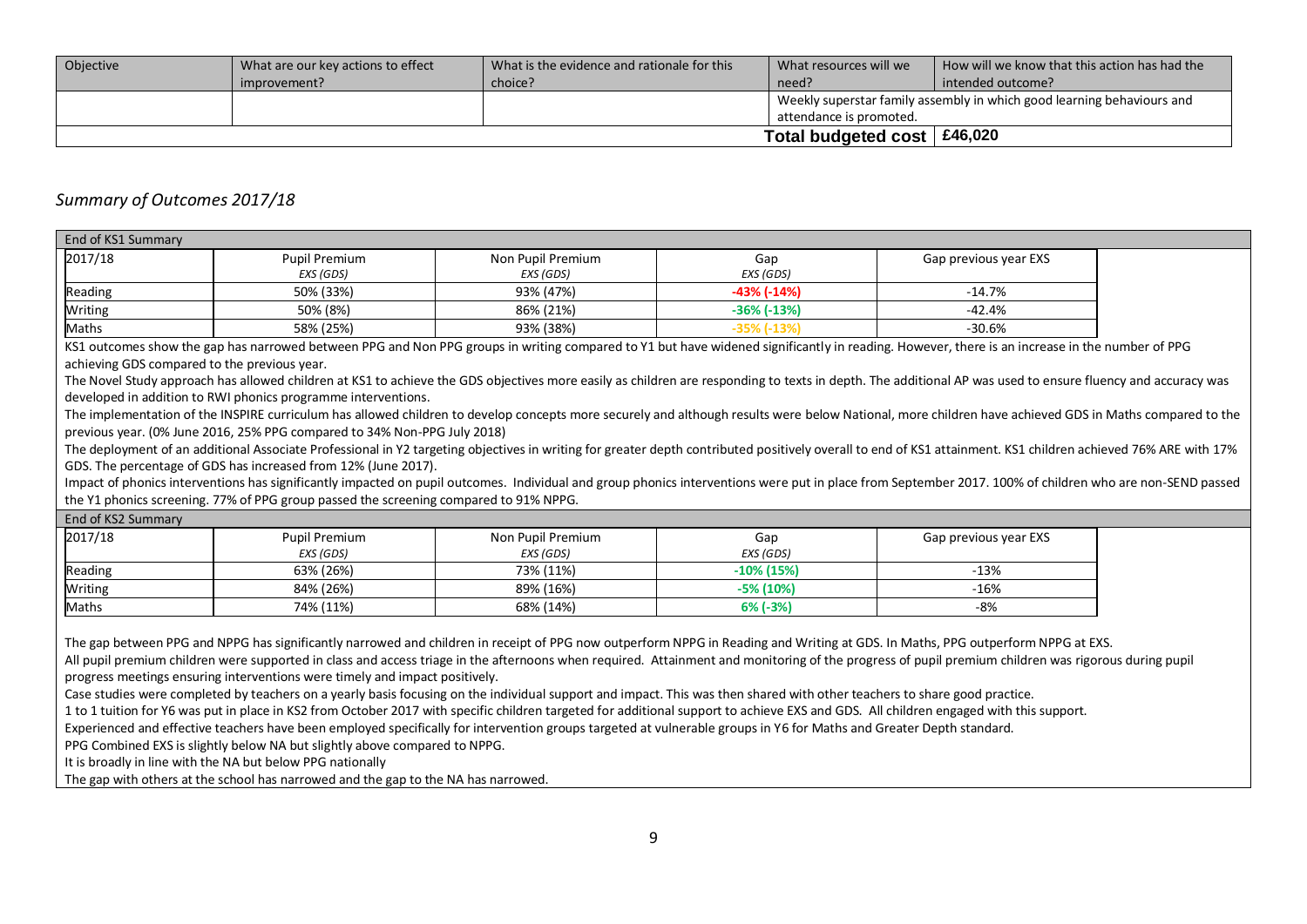| Objective | What are our key actions to effect improvement? | What is the evidence and rationale for this choice? | What resources will we need? | How will we know that this action has had the intended outcome? |
|---|---|---|---|---|
| | | | Weekly superstar family assembly in which good learning behaviours and attendance is promoted. | |
| | | | **Total budgeted cost** | **£46,020** |

## *Summary of Outcomes 2017/18*

**End of KS1 Summary**

| 2017/18 | Pupil Premium *EXS (GDS)* | Non Pupil Premium *EXS (GDS)* | Gap *EXS (GDS)* | Gap previous year EXS |
|---|---|---|---|---|
| Reading | 50% (33%) | 93% (47%) | -43% (-14%) | -14.7% |
| Writing | 50% (8%) | 86% (21%) | -36% (-13%) | -42.4% |
| Maths | 58% (25%) | 93% (38%) | -35% (-13%) | -30.6% |

KS1 outcomes show the gap has narrowed between PPG and Non PPG groups in writing compared to Y1 but have widened significantly in reading. However, there is an increase in the number of PPG achieving GDS compared to the previous year.

The Novel Study approach has allowed children at KS1 to achieve the GDS objectives more easily as children are responding to texts in depth. The additional AP was used to ensure fluency and accuracy was developed in addition to RWI phonics programme interventions.

The implementation of the INSPIRE curriculum has allowed children to develop concepts more securely and although results were below National, more children have achieved GDS in Maths compared to the previous year. (0% June 2016, 25% PPG compared to 34% Non-PPG July 2018)

The deployment of an additional Associate Professional in Y2 targeting objectives in writing for greater depth contributed positively overall to end of KS1 attainment. KS1 children achieved 76% ARE with 17% GDS. The percentage of GDS has increased from 12% (June 2017).

Impact of phonics interventions has significantly impacted on pupil outcomes. Individual and group phonics interventions were put in place from September 2017. 100% of children who are non-SEND passed the Y1 phonics screening. 77% of PPG group passed the screening compared to 91% NPPG.

**End of KS2 Summary**

| 2017/18 | Pupil Premium *EXS (GDS)* | Non Pupil Premium *EXS (GDS)* | Gap *EXS (GDS)* | Gap previous year EXS |
|---|---|---|---|---|
| Reading | 63% (26%) | 73% (11%) | -10% (15%) | -13% |
| Writing | 84% (26%) | 89% (16%) | -5% (10%) | -16% |
| Maths | 74% (11%) | 68% (14%) | 6% (-3%) | -8% |

The gap between PPG and NPPG has significantly narrowed and children in receipt of PPG now outperform NPPG in Reading and Writing at GDS. In Maths, PPG outperform NPPG at EXS.

All pupil premium children were supported in class and access triage in the afternoons when required. Attainment and monitoring of the progress of pupil premium children was rigorous during pupil progress meetings ensuring interventions were timely and impact positively.

Case studies were completed by teachers on a yearly basis focusing on the individual support and impact. This was then shared with other teachers to share good practice.

1 to 1 tuition for Y6 was put in place in KS2 from October 2017 with specific children targeted for additional support to achieve EXS and GDS. All children engaged with this support.

Experienced and effective teachers have been employed specifically for intervention groups targeted at vulnerable groups in Y6 for Maths and Greater Depth standard.

PPG Combined EXS is slightly below NA but slightly above compared to NPPG.

It is broadly in line with the NA but below PPG nationally

The gap with others at the school has narrowed and the gap to the NA has narrowed.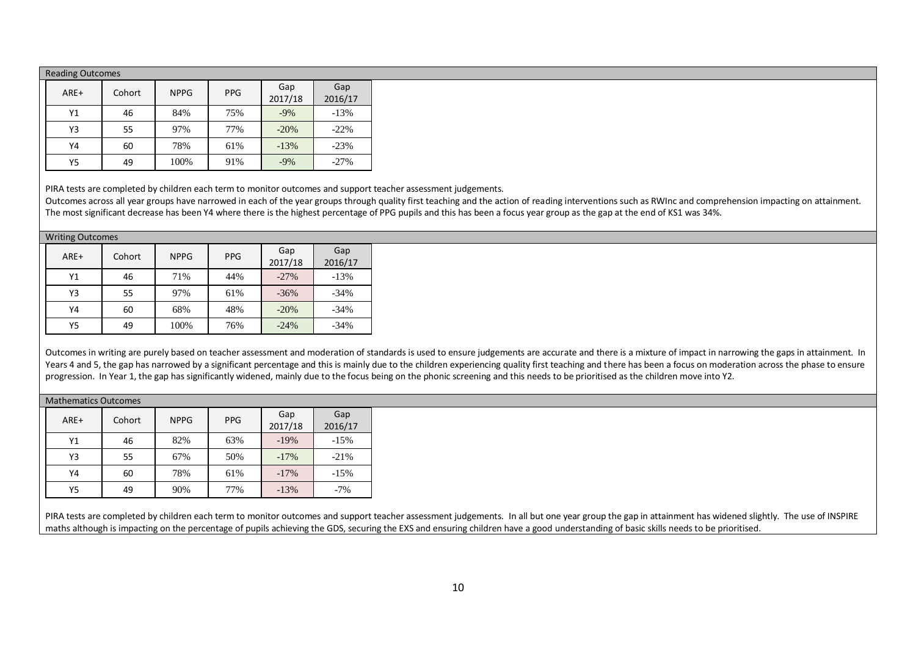## Reading Outcomes

| ARE+ | Cohort | NPPG | PPG | Gap 2017/18 | Gap 2016/17 |
|---|---|---|---|---|---|
| Y1 | 46 | 84% | 75% | -9% | -13% |
| Y3 | 55 | 97% | 77% | -20% | -22% |
| Y4 | 60 | 78% | 61% | -13% | -23% |
| Y5 | 49 | 100% | 91% | -9% | -27% |

PIRA tests are completed by children each term to monitor outcomes and support teacher assessment judgements.
Outcomes across all year groups have narrowed in each of the year groups through quality first teaching and the action of reading interventions such as RWInc and comprehension impacting on attainment. The most significant decrease has been Y4 where there is the highest percentage of PPG pupils and this has been a focus year group as the gap at the end of KS1 was 34%.

## Writing Outcomes

| ARE+ | Cohort | NPPG | PPG | Gap 2017/18 | Gap 2016/17 |
|---|---|---|---|---|---|
| Y1 | 46 | 71% | 44% | -27% | -13% |
| Y3 | 55 | 97% | 61% | -36% | -34% |
| Y4 | 60 | 68% | 48% | -20% | -34% |
| Y5 | 49 | 100% | 76% | -24% | -34% |

Outcomes in writing are purely based on teacher assessment and moderation of standards is used to ensure judgements are accurate and there is a mixture of impact in narrowing the gaps in attainment. In Years 4 and 5, the gap has narrowed by a significant percentage and this is mainly due to the children experiencing quality first teaching and there has been a focus on moderation across the phase to ensure progression. In Year 1, the gap has significantly widened, mainly due to the focus being on the phonic screening and this needs to be prioritised as the children move into Y2.

## Mathematics Outcomes

| ARE+ | Cohort | NPPG | PPG | Gap 2017/18 | Gap 2016/17 |
|---|---|---|---|---|---|
| Y1 | 46 | 82% | 63% | -19% | -15% |
| Y3 | 55 | 67% | 50% | -17% | -21% |
| Y4 | 60 | 78% | 61% | -17% | -15% |
| Y5 | 49 | 90% | 77% | -13% | -7% |

PIRA tests are completed by children each term to monitor outcomes and support teacher assessment judgements. In all but one year group the gap in attainment has widened slightly. The use of INSPIRE maths although is impacting on the percentage of pupils achieving the GDS, securing the EXS and ensuring children have a good understanding of basic skills needs to be prioritised.